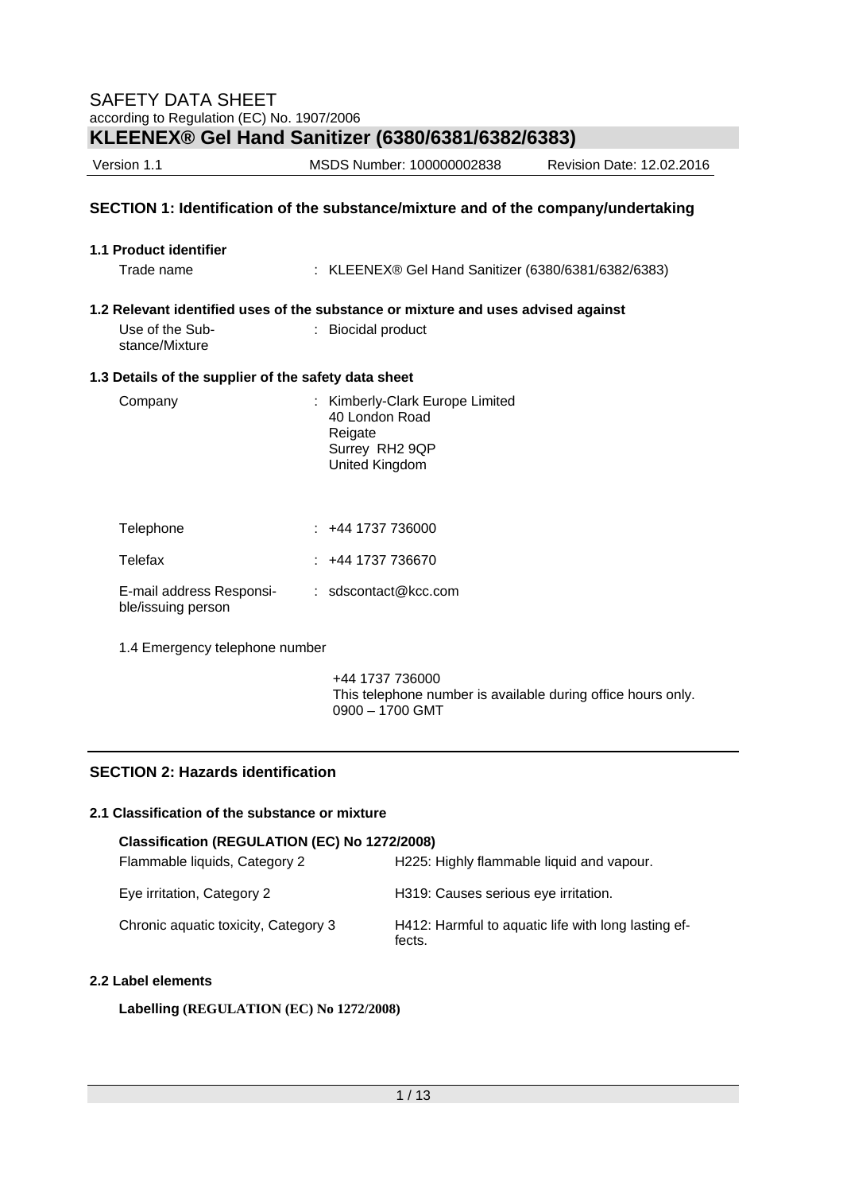SAFETY DATA SHEET

according to Regulation (EC) No. 1907/2006

# KLEENEX® Gel Hand Sanitizer (6380/6381/6382/6383)

Version 1.1 | MSDS Number: 100000002838 | Revision Date: 12.02.2016

## SECTION 1: Identification of the substance/mixture and of the company/undertaking

### 1.1 Product identifier

Trade name : KLEENEX® Gel Hand Sanitizer (6380/6381/6382/6383)

### 1.2 Relevant identified uses of the substance or mixture and uses advised against

Use of the Substance/Mixture : Biocidal product

### 1.3 Details of the supplier of the safety data sheet

Company : Kimberly-Clark Europe Limited
40 London Road
Reigate
Surrey RH2 9QP
United Kingdom

Telephone : +44 1737 736000

Telefax : +44 1737 736670

E-mail address Responsible/issuing person : sdscontact@kcc.com

1.4 Emergency telephone number

+44 1737 736000
This telephone number is available during office hours only.
0900 – 1700 GMT

## SECTION 2: Hazards identification

### 2.1 Classification of the substance or mixture

**Classification (REGULATION (EC) No 1272/2008)**

| | |
|---|---|
| Flammable liquids, Category 2 | H225: Highly flammable liquid and vapour. |
| Eye irritation, Category 2 | H319: Causes serious eye irritation. |
| Chronic aquatic toxicity, Category 3 | H412: Harmful to aquatic life with long lasting effects. |

### 2.2 Label elements

**Labelling (REGULATION (EC) No 1272/2008)**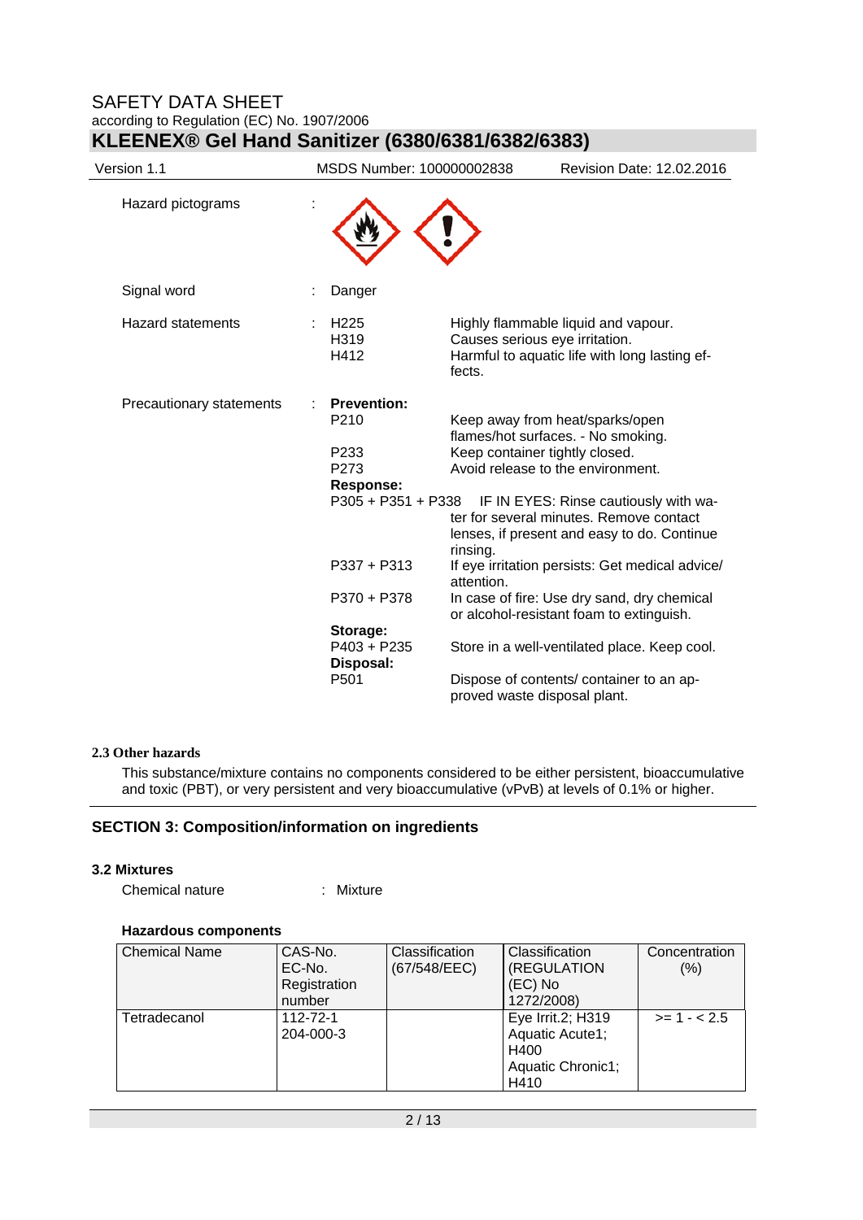| | | | |
|---|---|---|---|
| Hazard pictograms | : | | |
| Signal word | : | Danger | |
| Hazard statements | : | H225<br>H319<br>H412 | Highly flammable liquid and vapour.<br>Causes serious eye irritation.<br>Harmful to aquatic life with long lasting effects. |
| Precautionary statements | : | **Prevention:** | |
| | | P210 | Keep away from heat/sparks/open flames/hot surfaces. - No smoking. |
| | | P233 | Keep container tightly closed. |
| | | P273 | Avoid release to the environment. |
| | | **Response:** | |
| | | P305 + P351 + P338 | IF IN EYES: Rinse cautiously with water for several minutes. Remove contact lenses, if present and easy to do. Continue rinsing. |
| | | P337 + P313 | If eye irritation persists: Get medical advice/ attention. |
| | | P370 + P378 | In case of fire: Use dry sand, dry chemical or alcohol-resistant foam to extinguish. |
| | | **Storage:** | |
| | | P403 + P235 | Store in a well-ventilated place. Keep cool. |
| | | **Disposal:** | |
| | | P501 | Dispose of contents/ container to an approved waste disposal plant. |

### 2.3 Other hazards

This substance/mixture contains no components considered to be either persistent, bioaccumulative and toxic (PBT), or very persistent and very bioaccumulative (vPvB) at levels of 0.1% or higher.

## SECTION 3: Composition/information on ingredients

### 3.2 Mixtures

Chemical nature : Mixture

**Hazardous components**

| Chemical Name | CAS-No.<br>EC-No.<br>Registration number | Classification (67/548/EEC) | Classification (REGULATION (EC) No 1272/2008) | Concentration (%) |
|---|---|---|---|---|
| Tetradecanol | 112-72-1<br>204-000-3 | | Eye Irrit.2; H319<br>Aquatic Acute1; H400<br>Aquatic Chronic1; H410 | >= 1 - < 2.5 |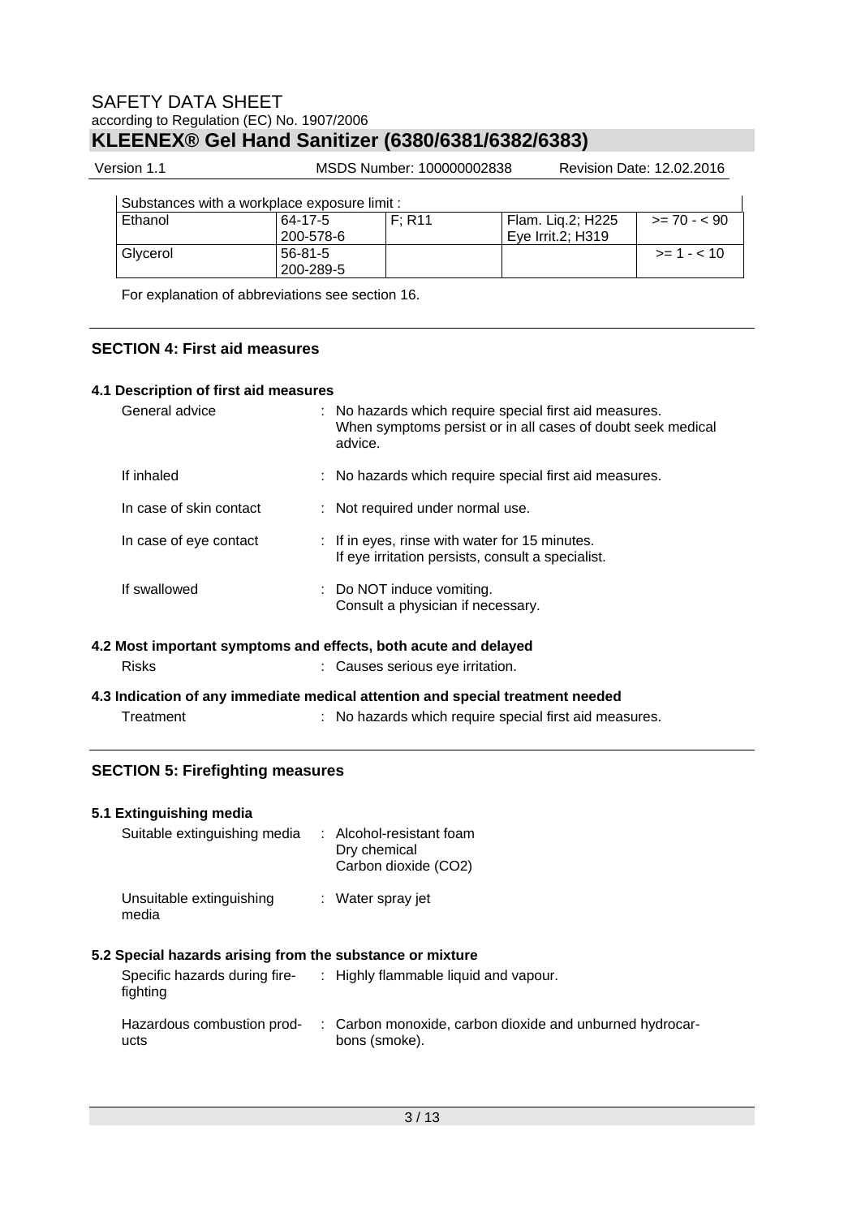| Substances with a workplace exposure limit : | | | | |
|---|---|---|---|---|
| Ethanol | 64-17-5<br>200-578-6 | F; R11 | Flam. Liq.2; H225<br>Eye Irrit.2; H319 | >= 70 - < 90 |
| Glycerol | 56-81-5<br>200-289-5 | | | >= 1 - < 10 |

For explanation of abbreviations see section 16.

## SECTION 4: First aid measures

### 4.1 Description of first aid measures

| | |
|---|---|
| General advice | : No hazards which require special first aid measures. When symptoms persist or in all cases of doubt seek medical advice. |
| If inhaled | : No hazards which require special first aid measures. |
| In case of skin contact | : Not required under normal use. |
| In case of eye contact | : If in eyes, rinse with water for 15 minutes. If eye irritation persists, consult a specialist. |
| If swallowed | : Do NOT induce vomiting. Consult a physician if necessary. |

### 4.2 Most important symptoms and effects, both acute and delayed

| | |
|---|---|
| Risks | : Causes serious eye irritation. |

### 4.3 Indication of any immediate medical attention and special treatment needed

| | |
|---|---|
| Treatment | : No hazards which require special first aid measures. |

## SECTION 5: Firefighting measures

### 5.1 Extinguishing media

| | |
|---|---|
| Suitable extinguishing media | : Alcohol-resistant foam<br>Dry chemical<br>Carbon dioxide ($CO_2$) |
| Unsuitable extinguishing media | : Water spray jet |

### 5.2 Special hazards arising from the substance or mixture

| | |
|---|---|
| Specific hazards during fire-fighting | : Highly flammable liquid and vapour. |
| Hazardous combustion products | : Carbon monoxide, carbon dioxide and unburned hydrocarbons (smoke). |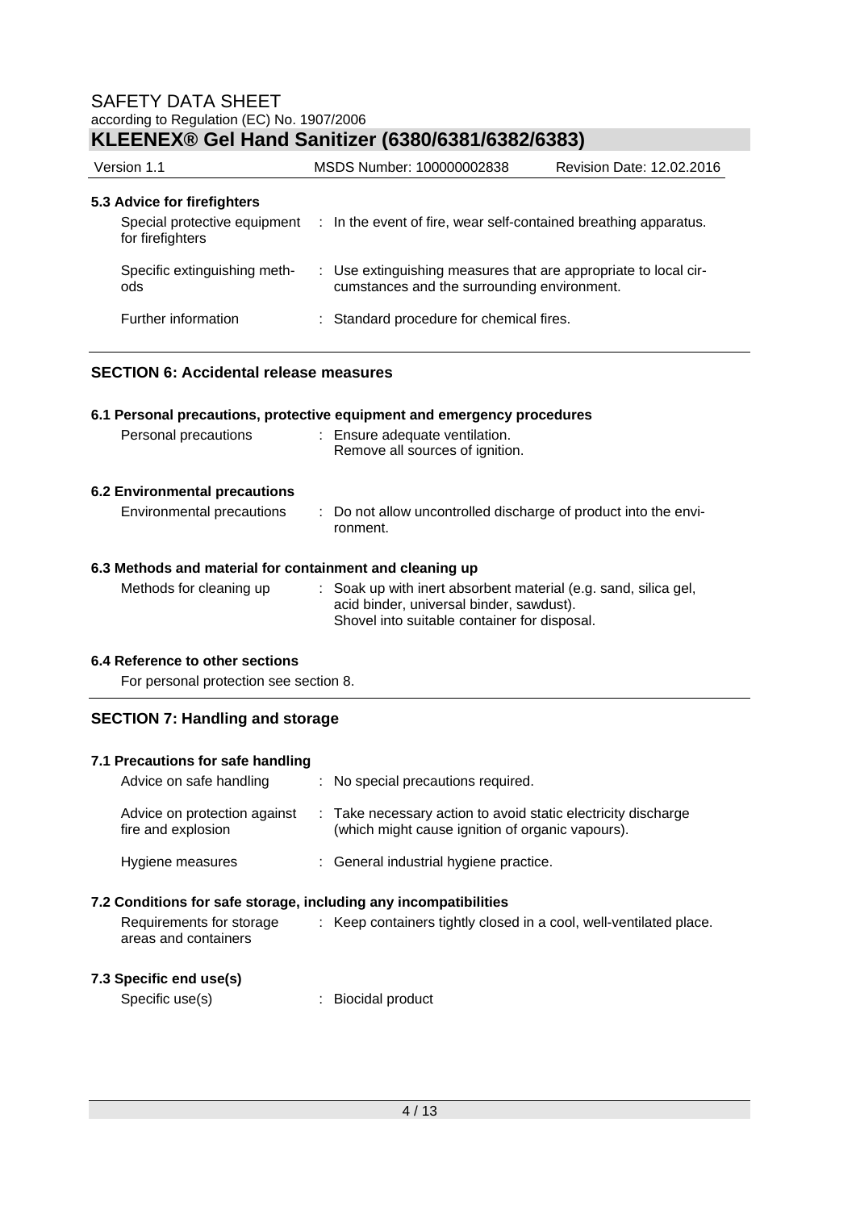### 5.3 Advice for firefighters

| | |
|---|---|
| Special protective equipment for firefighters | : In the event of fire, wear self-contained breathing apparatus. |
| Specific extinguishing methods | : Use extinguishing measures that are appropriate to local circumstances and the surrounding environment. |
| Further information | : Standard procedure for chemical fires. |

## SECTION 6: Accidental release measures

### 6.1 Personal precautions, protective equipment and emergency procedures

| | |
|---|---|
| Personal precautions | : Ensure adequate ventilation.<br>Remove all sources of ignition. |

### 6.2 Environmental precautions

| | |
|---|---|
| Environmental precautions | : Do not allow uncontrolled discharge of product into the environment. |

### 6.3 Methods and material for containment and cleaning up

| | |
|---|---|
| Methods for cleaning up | : Soak up with inert absorbent material (e.g. sand, silica gel, acid binder, universal binder, sawdust).<br>Shovel into suitable container for disposal. |

### 6.4 Reference to other sections

For personal protection see section 8.

## SECTION 7: Handling and storage

### 7.1 Precautions for safe handling

| | |
|---|---|
| Advice on safe handling | : No special precautions required. |
| Advice on protection against fire and explosion | : Take necessary action to avoid static electricity discharge (which might cause ignition of organic vapours). |
| Hygiene measures | : General industrial hygiene practice. |

### 7.2 Conditions for safe storage, including any incompatibilities

| | |
|---|---|
| Requirements for storage areas and containers | : Keep containers tightly closed in a cool, well-ventilated place. |

### 7.3 Specific end use(s)

| | |
|---|---|
| Specific use(s) | : Biocidal product |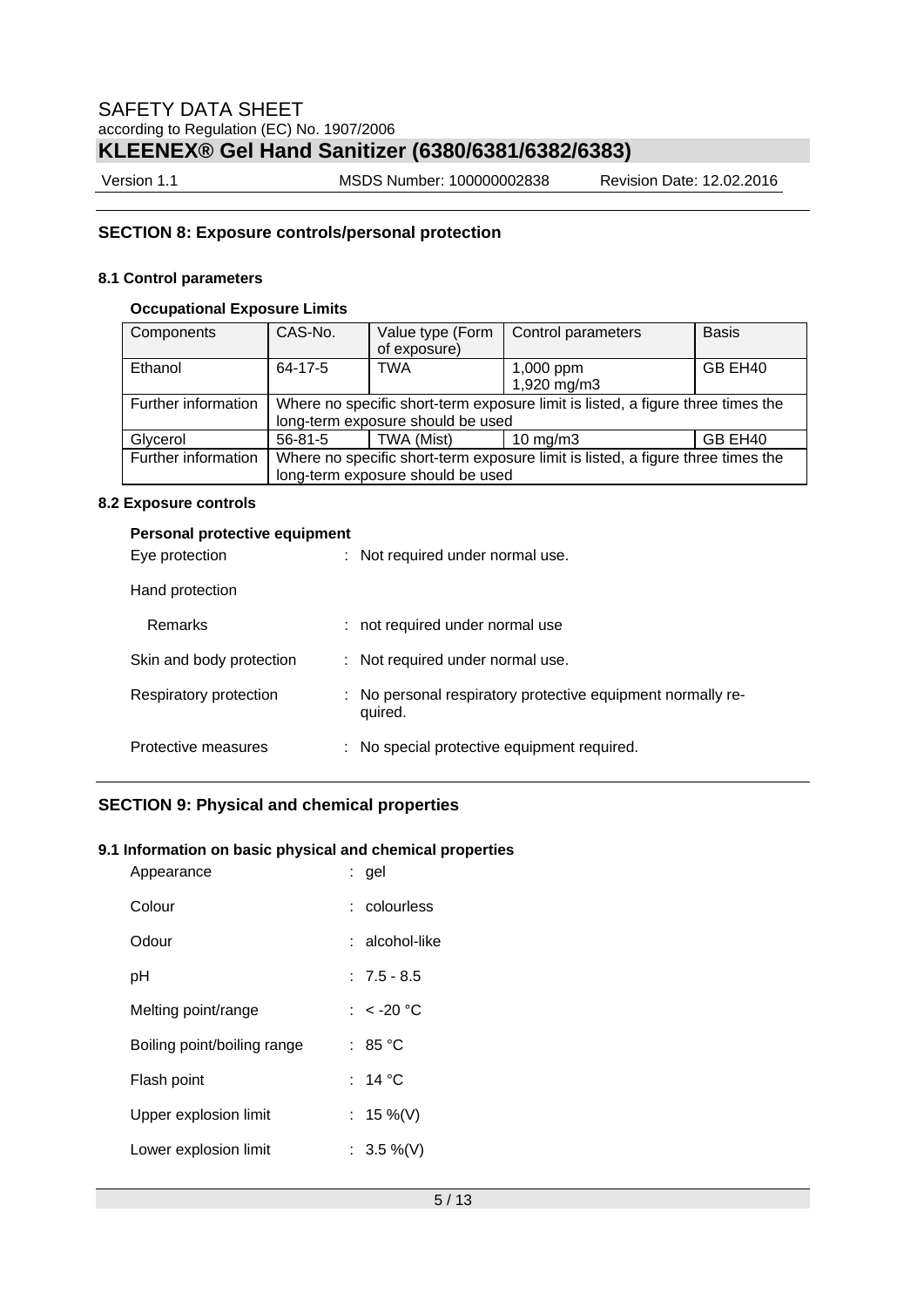## SECTION 8: Exposure controls/personal protection

### 8.1 Control parameters

**Occupational Exposure Limits**

| Components | CAS-No. | Value type (Form of exposure) | Control parameters | Basis |
|---|---|---|---|---|
| Ethanol | 64-17-5 | TWA | 1,000 ppm<br>1,920 mg/m3 | GB EH40 |
| Further information | Where no specific short-term exposure limit is listed, a figure three times the long-term exposure should be used | | | |
| Glycerol | 56-81-5 | TWA (Mist) | 10 mg/m3 | GB EH40 |
| Further information | Where no specific short-term exposure limit is listed, a figure three times the long-term exposure should be used | | | |

### 8.2 Exposure controls

**Personal protective equipment**

Eye protection : Not required under normal use.

Hand protection

Remarks : not required under normal use

Skin and body protection : Not required under normal use.

Respiratory protection : No personal respiratory protective equipment normally required.

Protective measures : No special protective equipment required.

## SECTION 9: Physical and chemical properties

### 9.1 Information on basic physical and chemical properties

Appearance : gel

Colour : colourless

Odour : alcohol-like

pH : 7.5 - 8.5

Melting point/range : < -20 °C

Boiling point/boiling range : 85 °C

Flash point : 14 °C

Upper explosion limit : 15 %(V)

Lower explosion limit : 3.5 %(V)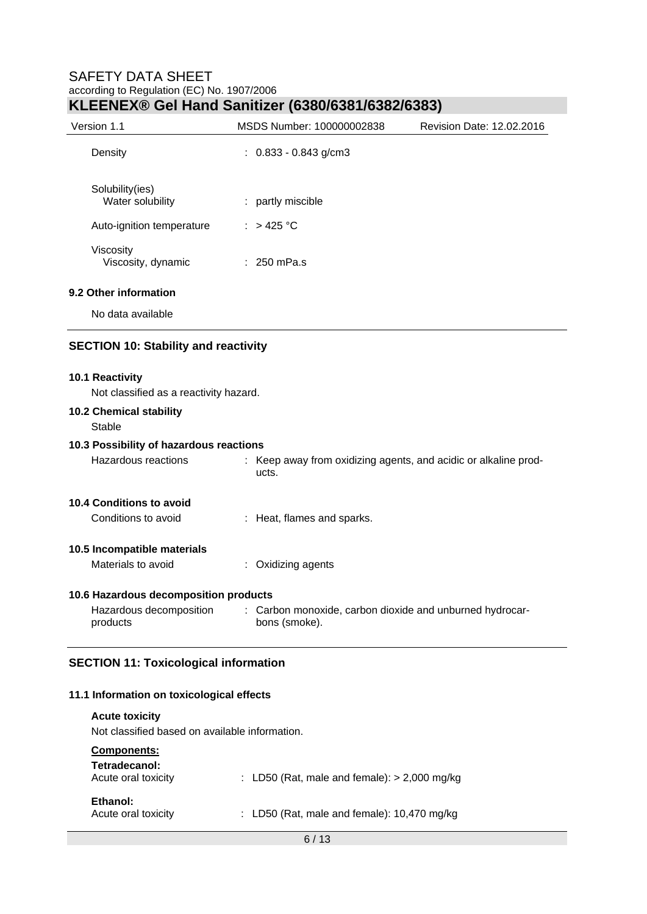| | |
|---|---|
| Density | : 0.833 - 0.843 g/cm3 |
| Solubility(ies) Water solubility | : partly miscible |
| Auto-ignition temperature | : > 425 °C |
| Viscosity Viscosity, dynamic | : 250 mPa.s |

**9.2 Other information**

No data available

## SECTION 10: Stability and reactivity

**10.1 Reactivity**

Not classified as a reactivity hazard.

**10.2 Chemical stability**

Stable

**10.3 Possibility of hazardous reactions**

Hazardous reactions : Keep away from oxidizing agents, and acidic or alkaline products.

**10.4 Conditions to avoid**

Conditions to avoid : Heat, flames and sparks.

**10.5 Incompatible materials**

Materials to avoid : Oxidizing agents

**10.6 Hazardous decomposition products**

Hazardous decomposition products : Carbon monoxide, carbon dioxide and unburned hydrocarbons (smoke).

## SECTION 11: Toxicological information

**11.1 Information on toxicological effects**

**Acute toxicity**

Not classified based on available information.

**Components:**

**Tetradecanol:**

Acute oral toxicity : LD50 (Rat, male and female): > 2,000 mg/kg

**Ethanol:**

Acute oral toxicity : LD50 (Rat, male and female): 10,470 mg/kg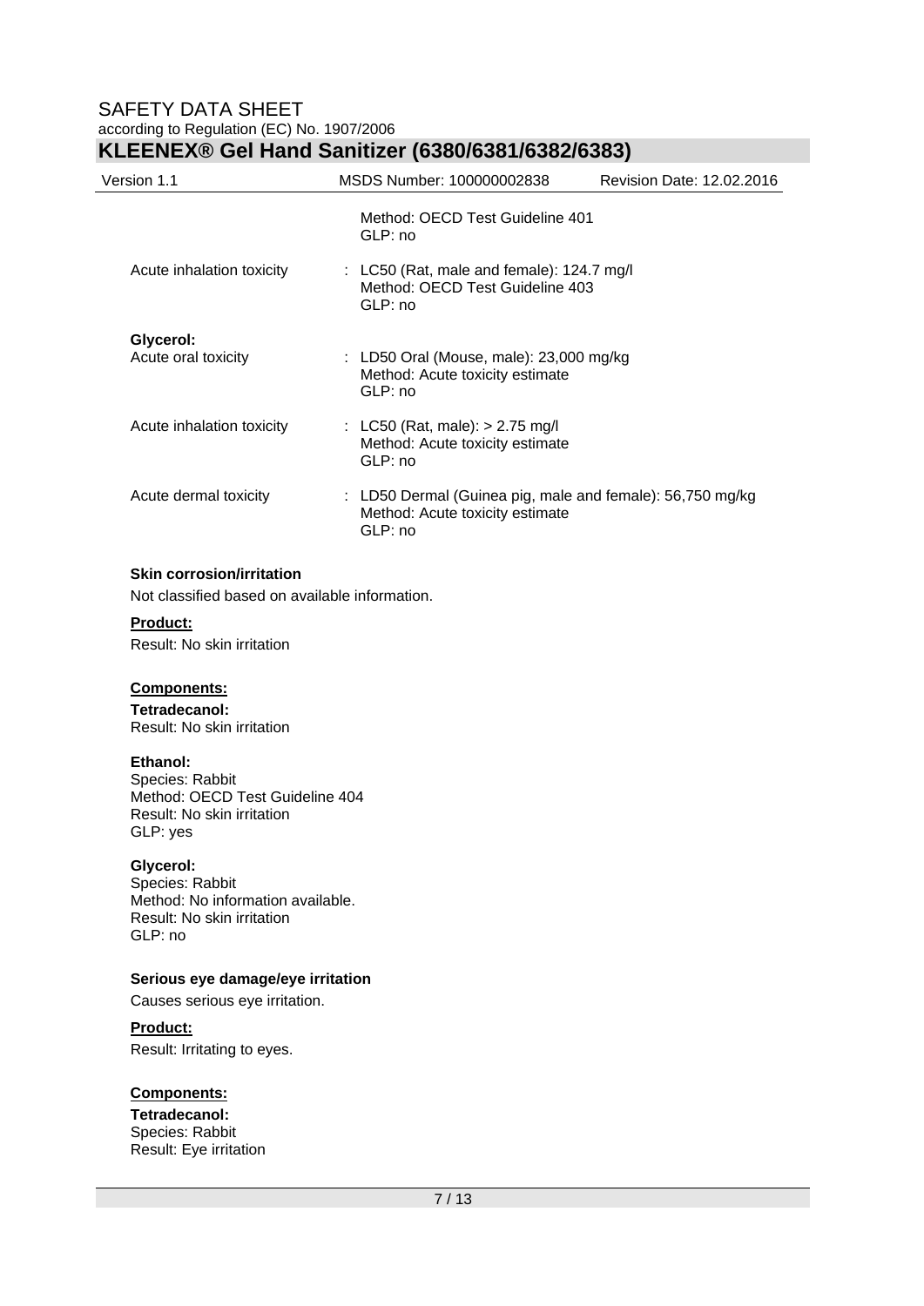| | |
|---|---|
| | Method: OECD Test Guideline 401<br>GLP: no |
| Acute inhalation toxicity | : LC50 (Rat, male and female): 124.7 mg/l<br>Method: OECD Test Guideline 403<br>GLP: no |

**Glycerol:**

| | |
|---|---|
| Acute oral toxicity | : LD50 Oral (Mouse, male): 23,000 mg/kg<br>Method: Acute toxicity estimate<br>GLP: no |
| Acute inhalation toxicity | : LC50 (Rat, male): > 2.75 mg/l<br>Method: Acute toxicity estimate<br>GLP: no |
| Acute dermal toxicity | : LD50 Dermal (Guinea pig, male and female): 56,750 mg/kg<br>Method: Acute toxicity estimate<br>GLP: no |

**Skin corrosion/irritation**

Not classified based on available information.

**Product:**

Result: No skin irritation

**Components:**

**Tetradecanol:**
Result: No skin irritation

**Ethanol:**
Species: Rabbit
Method: OECD Test Guideline 404
Result: No skin irritation
GLP: yes

**Glycerol:**
Species: Rabbit
Method: No information available.
Result: No skin irritation
GLP: no

**Serious eye damage/eye irritation**

Causes serious eye irritation.

**Product:**

Result: Irritating to eyes.

**Components:**

**Tetradecanol:**
Species: Rabbit
Result: Eye irritation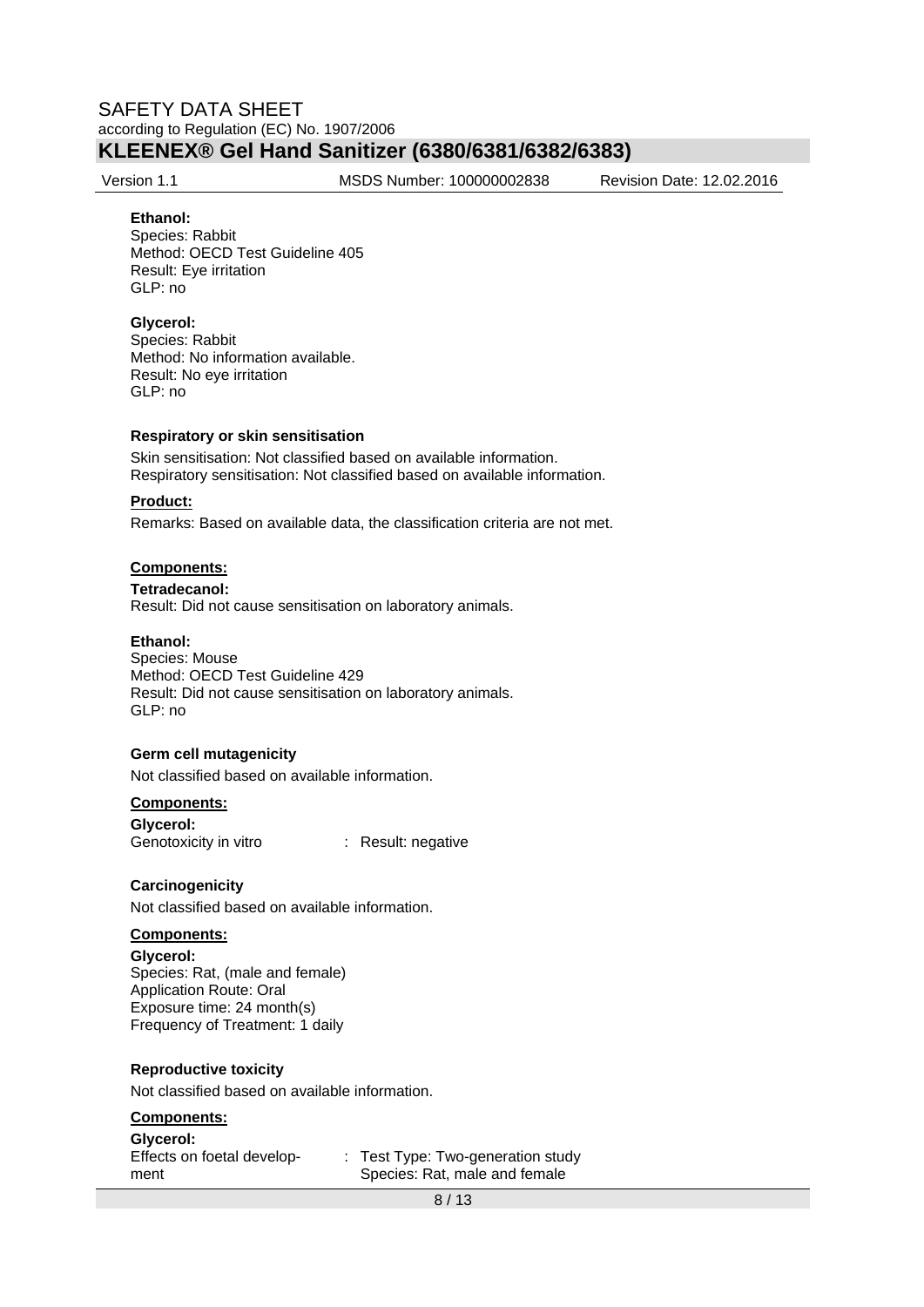**Ethanol:**
Species: Rabbit
Method: OECD Test Guideline 405
Result: Eye irritation
GLP: no

**Glycerol:**
Species: Rabbit
Method: No information available.
Result: No eye irritation
GLP: no

**Respiratory or skin sensitisation**

Skin sensitisation: Not classified based on available information.
Respiratory sensitisation: Not classified based on available information.

**Product:**

Remarks: Based on available data, the classification criteria are not met.

**Components:**

**Tetradecanol:**
Result: Did not cause sensitisation on laboratory animals.

**Ethanol:**
Species: Mouse
Method: OECD Test Guideline 429
Result: Did not cause sensitisation on laboratory animals.
GLP: no

**Germ cell mutagenicity**

Not classified based on available information.

**Components:**

**Glycerol:**
Genotoxicity in vitro : Result: negative

**Carcinogenicity**

Not classified based on available information.

**Components:**

**Glycerol:**
Species: Rat, (male and female)
Application Route: Oral
Exposure time: 24 month(s)
Frequency of Treatment: 1 daily

**Reproductive toxicity**

Not classified based on available information.

**Components:**

**Glycerol:**
Effects on foetal development : Test Type: Two-generation study
Species: Rat, male and female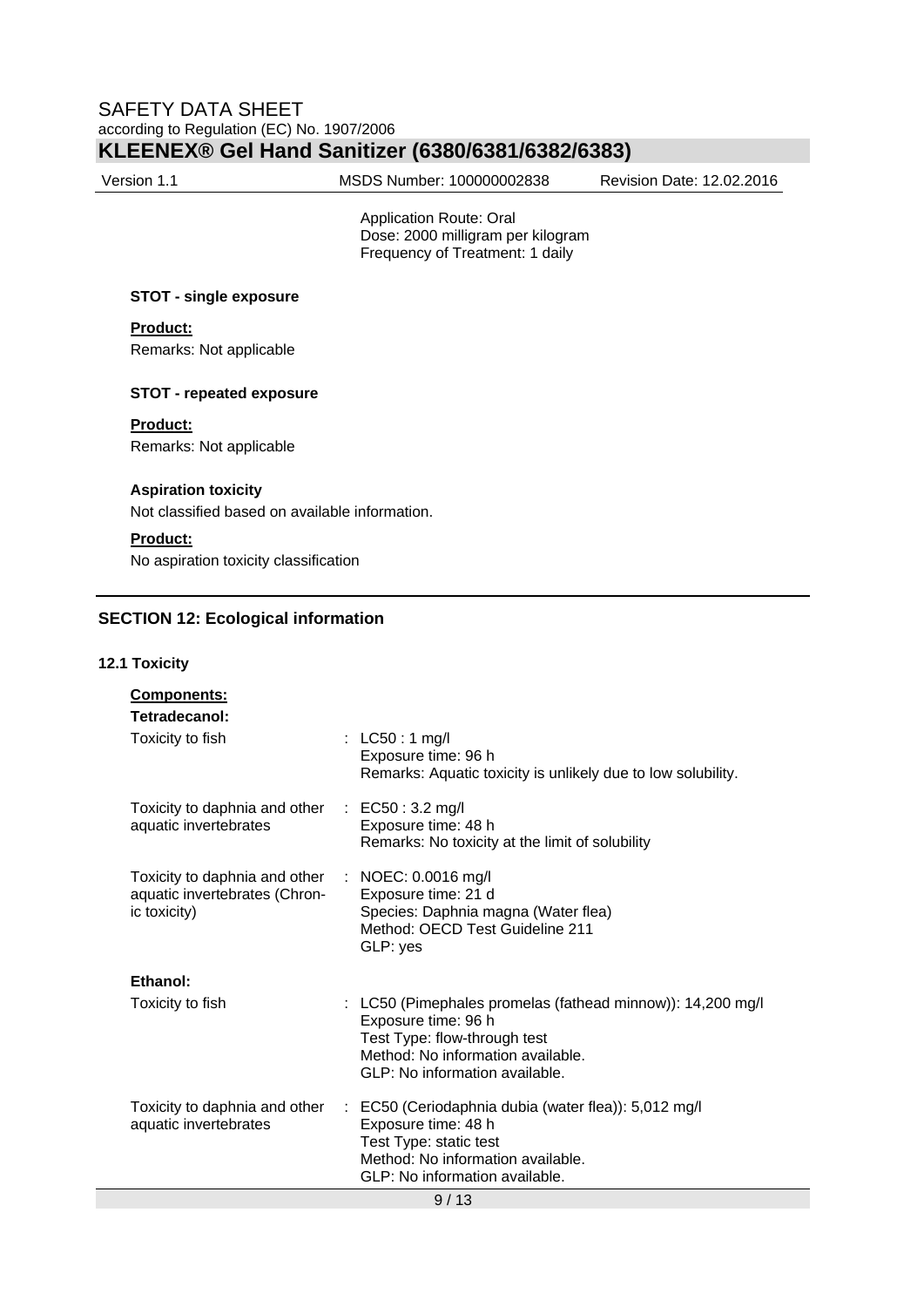Application Route: Oral
Dose: 2000 milligram per kilogram
Frequency of Treatment: 1 daily

**STOT - single exposure**

**Product:**

Remarks: Not applicable

**STOT - repeated exposure**

**Product:**

Remarks: Not applicable

**Aspiration toxicity**

Not classified based on available information.

**Product:**

No aspiration toxicity classification

## SECTION 12: Ecological information

### 12.1 Toxicity

**Components:**

**Tetradecanol:**

| | |
|---|---|
| Toxicity to fish | : LC50 : 1 mg/l<br>Exposure time: 96 h<br>Remarks: Aquatic toxicity is unlikely due to low solubility. |
| Toxicity to daphnia and other aquatic invertebrates | : EC50 : 3.2 mg/l<br>Exposure time: 48 h<br>Remarks: No toxicity at the limit of solubility |
| Toxicity to daphnia and other aquatic invertebrates (Chronic toxicity) | : NOEC: 0.0016 mg/l<br>Exposure time: 21 d<br>Species: Daphnia magna (Water flea)<br>Method: OECD Test Guideline 211<br>GLP: yes |

**Ethanol:**

| | |
|---|---|
| Toxicity to fish | : LC50 (Pimephales promelas (fathead minnow)): 14,200 mg/l<br>Exposure time: 96 h<br>Test Type: flow-through test<br>Method: No information available.<br>GLP: No information available. |
| Toxicity to daphnia and other aquatic invertebrates | : EC50 (Ceriodaphnia dubia (water flea)): 5,012 mg/l<br>Exposure time: 48 h<br>Test Type: static test<br>Method: No information available.<br>GLP: No information available. |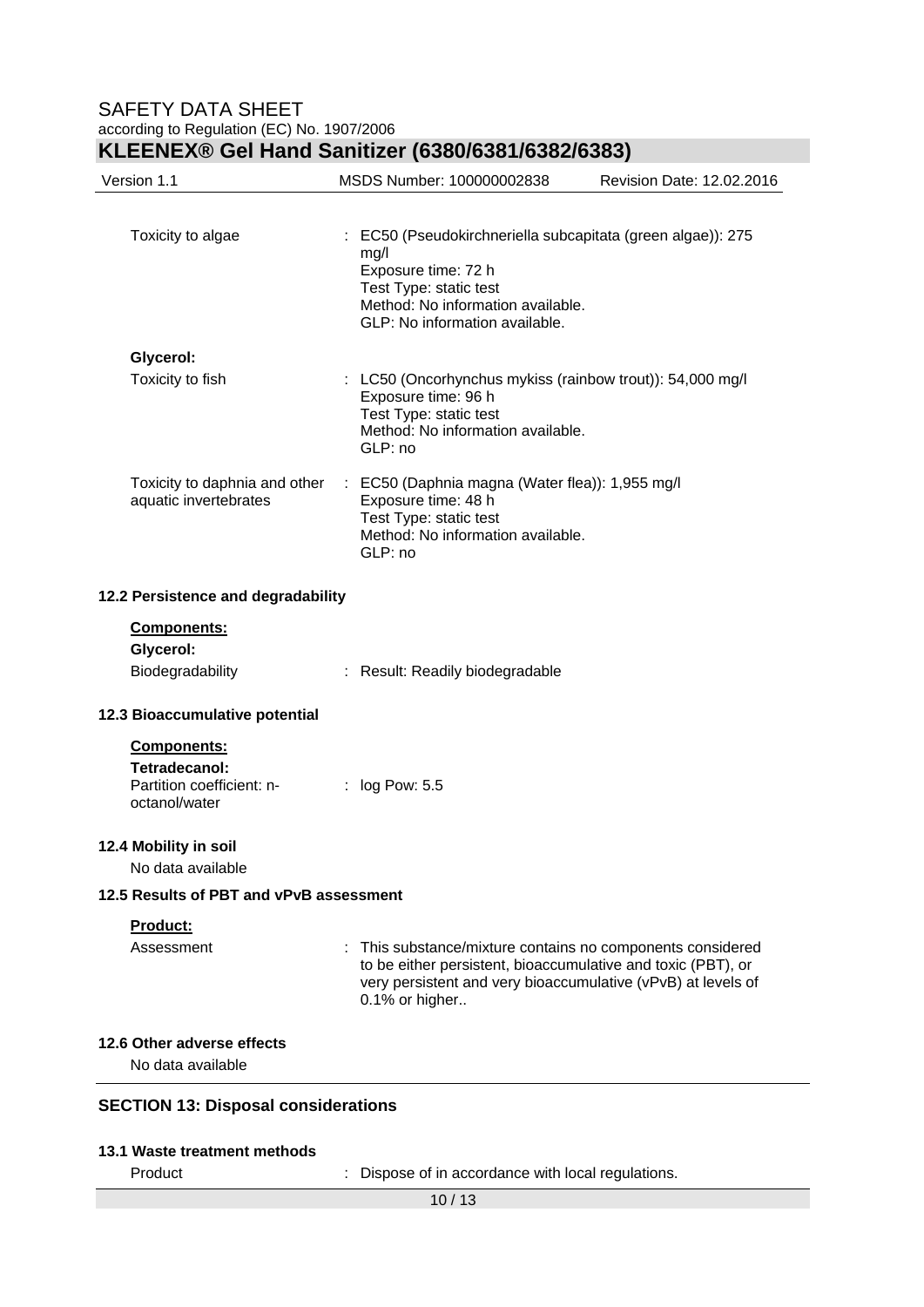Toxicity to algae : EC50 (Pseudokirchneriella subcapitata (green algae)): 275 mg/l
Exposure time: 72 h
Test Type: static test
Method: No information available.
GLP: No information available.

**Glycerol:**

Toxicity to fish : LC50 (Oncorhynchus mykiss (rainbow trout)): 54,000 mg/l
Exposure time: 96 h
Test Type: static test
Method: No information available.
GLP: no

Toxicity to daphnia and other aquatic invertebrates : EC50 (Daphnia magna (Water flea)): 1,955 mg/l
Exposure time: 48 h
Test Type: static test
Method: No information available.
GLP: no

### 12.2 Persistence and degradability

**Components:**

**Glycerol:**

Biodegradability : Result: Readily biodegradable

### 12.3 Bioaccumulative potential

**Components:**

**Tetradecanol:**

Partition coefficient: n-octanol/water : log Pow: 5.5

### 12.4 Mobility in soil

No data available

### 12.5 Results of PBT and vPvB assessment

**Product:**

Assessment : This substance/mixture contains no components considered to be either persistent, bioaccumulative and toxic (PBT), or very persistent and very bioaccumulative (vPvB) at levels of 0.1% or higher..

### 12.6 Other adverse effects

No data available

## SECTION 13: Disposal considerations

### 13.1 Waste treatment methods

Product : Dispose of in accordance with local regulations.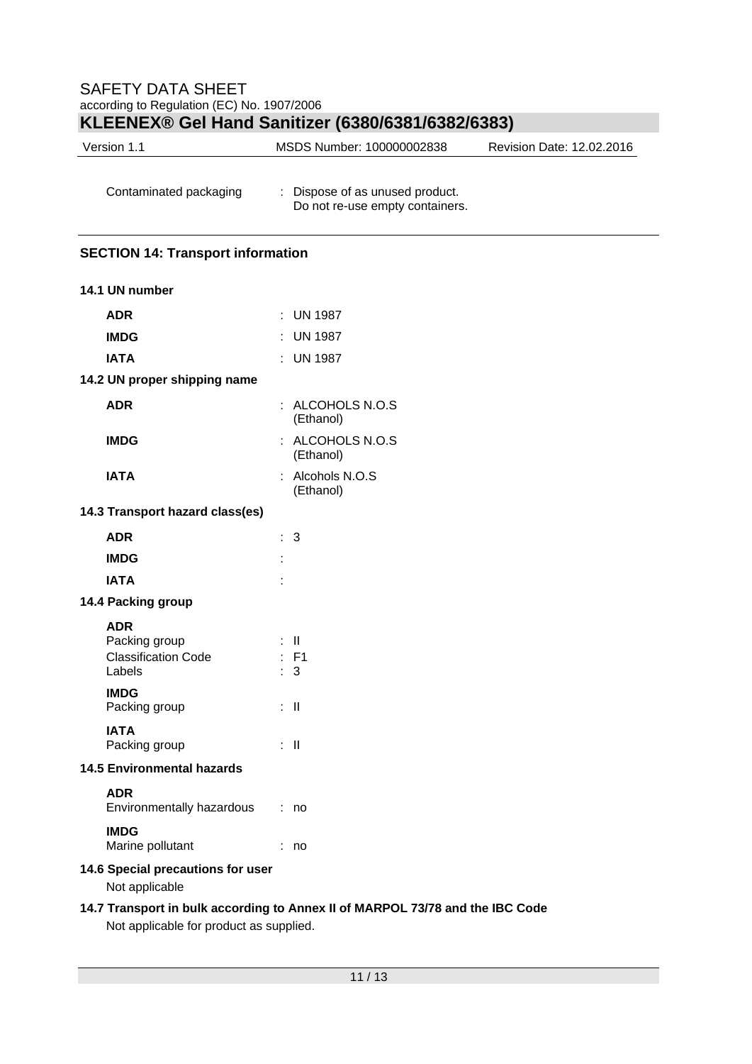Contaminated packaging : Dispose of as unused product.
Do not re-use empty containers.

## SECTION 14: Transport information

### 14.1 UN number

| | |
|---|---|
| **ADR** | : UN 1987 |
| **IMDG** | : UN 1987 |
| **IATA** | : UN 1987 |

### 14.2 UN proper shipping name

| | |
|---|---|
| **ADR** | : ALCOHOLS N.O.S (Ethanol) |
| **IMDG** | : ALCOHOLS N.O.S (Ethanol) |
| **IATA** | : Alcohols N.O.S (Ethanol) |

### 14.3 Transport hazard class(es)

| | |
|---|---|
| **ADR** | : 3 |
| **IMDG** | : |
| **IATA** | : |

### 14.4 Packing group

**ADR**

| | |
|---|---|
| Packing group | : II |
| Classification Code | : F1 |
| Labels | : 3 |

**IMDG**

| | |
|---|---|
| Packing group | : II |

**IATA**

| | |
|---|---|
| Packing group | : II |

### 14.5 Environmental hazards

**ADR**

| | |
|---|---|
| Environmentally hazardous | : no |

**IMDG**

| | |
|---|---|
| Marine pollutant | : no |

### 14.6 Special precautions for user

Not applicable

### 14.7 Transport in bulk according to Annex II of MARPOL 73/78 and the IBC Code

Not applicable for product as supplied.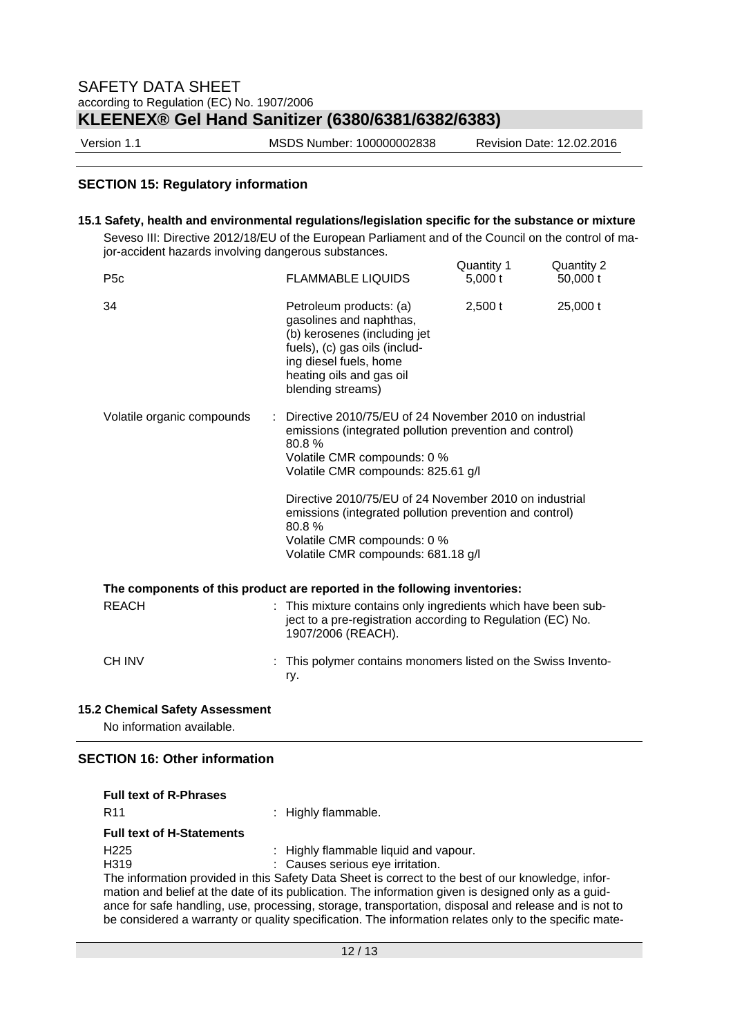## SECTION 15: Regulatory information

### 15.1 Safety, health and environmental regulations/legislation specific for the substance or mixture

Seveso III: Directive 2012/18/EU of the European Parliament and of the Council on the control of major-accident hazards involving dangerous substances.

| | | Quantity 1 | Quantity 2 |
|---|---|---|---|
| P5c | FLAMMABLE LIQUIDS | 5,000 t | 50,000 t |
| 34 | Petroleum products: (a) gasolines and naphthas, (b) kerosenes (including jet fuels), (c) gas oils (including diesel fuels, home heating oils and gas oil blending streams) | 2,500 t | 25,000 t |

Volatile organic compounds : Directive 2010/75/EU of 24 November 2010 on industrial emissions (integrated pollution prevention and control)
80.8 %
Volatile CMR compounds: 0 %
Volatile CMR compounds: 825.61 g/l

Directive 2010/75/EU of 24 November 2010 on industrial emissions (integrated pollution prevention and control)
80.8 %
Volatile CMR compounds: 0 %
Volatile CMR compounds: 681.18 g/l

**The components of this product are reported in the following inventories:**

REACH : This mixture contains only ingredients which have been subject to a pre-registration according to Regulation (EC) No. 1907/2006 (REACH).

CH INV : This polymer contains monomers listed on the Swiss Inventory.

### 15.2 Chemical Safety Assessment

No information available.

## SECTION 16: Other information

**Full text of R-Phrases**

R11 : Highly flammable.

**Full text of H-Statements**

H225 : Highly flammable liquid and vapour.
H319 : Causes serious eye irritation.

The information provided in this Safety Data Sheet is correct to the best of our knowledge, information and belief at the date of its publication. The information given is designed only as a guidance for safe handling, use, processing, storage, transportation, disposal and release and is not to be considered a warranty or quality specification. The information relates only to the specific mate-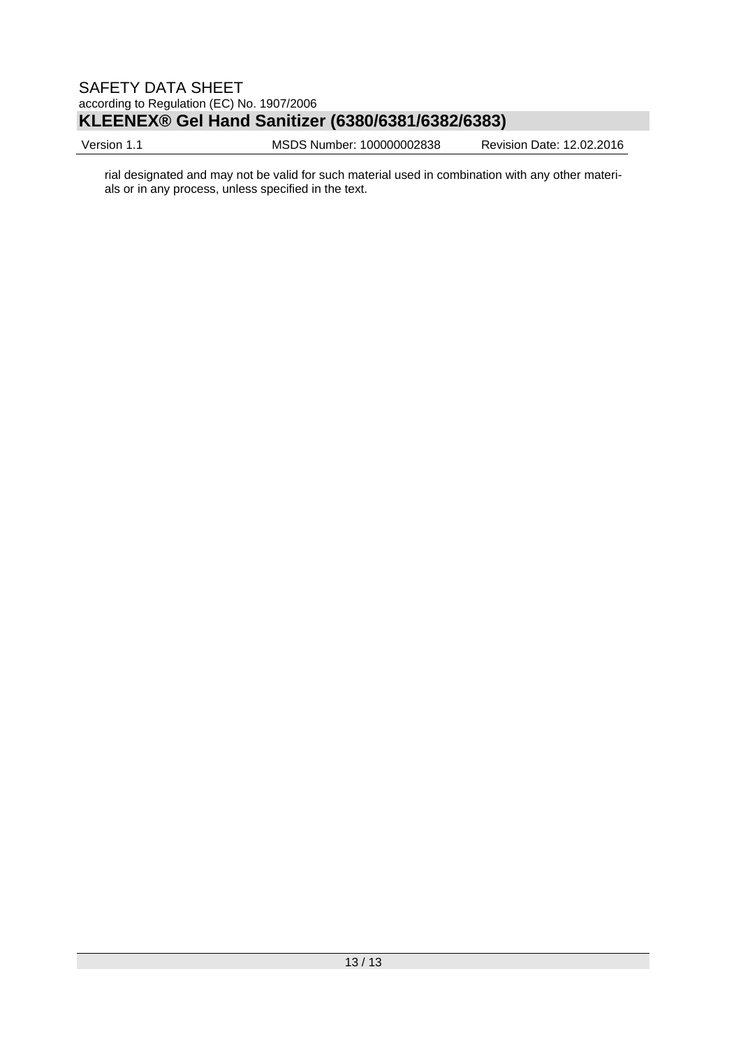rial designated and may not be valid for such material used in combination with any other materials or in any process, unless specified in the text.